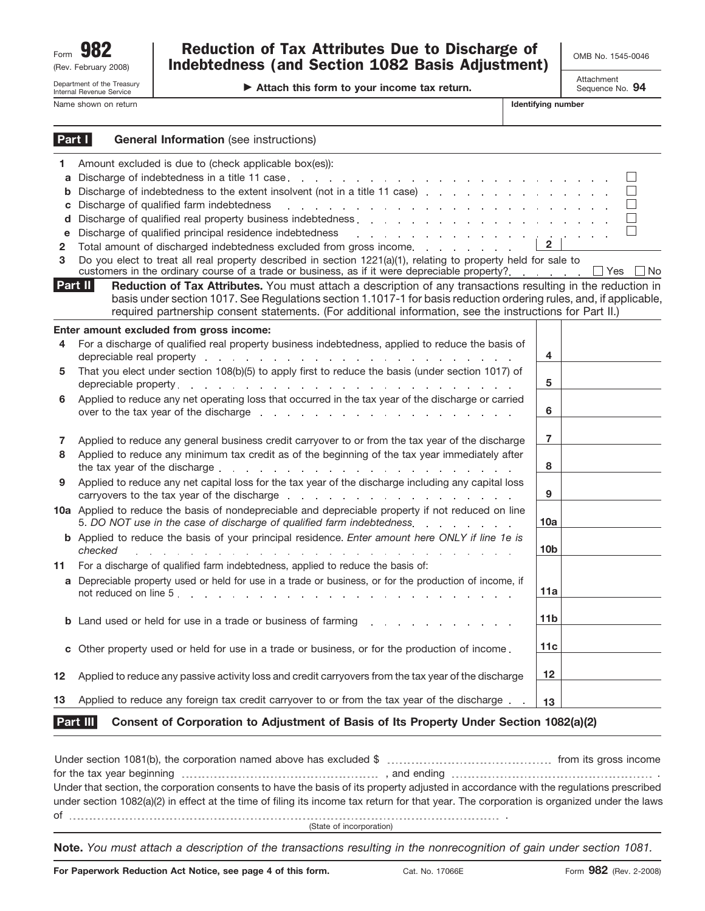Form **982**
(Rev. February 2008)
Department of the Treasury
Internal Revenue Service

# Reduction of Tax Attributes Due to Discharge of Indebtedness (and Section 1082 Basis Adjustment)

▶ **Attach this form to your income tax return.**

OMB No. 1545-0046

Attachment Sequence No. **94**

Name shown on return | **Identifying number**

## Part I — General Information (see instructions)

**1** Amount excluded is due to (check applicable box(es)):

- **a** Discharge of indebtedness in a title 11 case ☐
- **b** Discharge of indebtedness to the extent insolvent (not in a title 11 case) ☐
- **c** Discharge of qualified farm indebtedness ☐
- **d** Discharge of qualified real property business indebtedness ☐
- **e** Discharge of qualified principal residence indebtedness ☐

**2** Total amount of discharged indebtedness excluded from gross income . . . . . . . . **2**

**3** Do you elect to treat all real property described in section 1221(a)(1), relating to property held for sale to customers in the ordinary course of a trade or business, as if it were depreciable property? . . . . . . ☐ Yes ☐ No

## Part II — Reduction of Tax Attributes.

You must attach a description of any transactions resulting in the reduction in basis under section 1017. See Regulations section 1.1017-1 for basis reduction ordering rules, and, if applicable, required partnership consent statements. (For additional information, see the instructions for Part II.)

**Enter amount excluded from gross income:**

| | | Line | Amount |
|---|---|---|---|
| **4** | For a discharge of qualified real property business indebtedness, applied to reduce the basis of depreciable real property | **4** | |
| **5** | That you elect under section 108(b)(5) to apply first to reduce the basis (under section 1017) of depreciable property | **5** | |
| **6** | Applied to reduce any net operating loss that occurred in the tax year of the discharge or carried over to the tax year of the discharge | **6** | |
| **7** | Applied to reduce any general business credit carryover to or from the tax year of the discharge | **7** | |
| **8** | Applied to reduce any minimum tax credit as of the beginning of the tax year immediately after the tax year of the discharge | **8** | |
| **9** | Applied to reduce any net capital loss for the tax year of the discharge including any capital loss carryovers to the tax year of the discharge | **9** | |
| **10a** | Applied to reduce the basis of nondepreciable and depreciable property if not reduced on line 5. *DO NOT use in the case of discharge of qualified farm indebtedness* | **10a** | |
| **b** | Applied to reduce the basis of your principal residence. *Enter amount here ONLY if line 1e is checked* | **10b** | |
| **11** | For a discharge of qualified farm indebtedness, applied to reduce the basis of: | | |
| **a** | Depreciable property used or held for use in a trade or business, or for the production of income, if not reduced on line 5 | **11a** | |
| **b** | Land used or held for use in a trade or business of farming | **11b** | |
| **c** | Other property used or held for use in a trade or business, or for the production of income | **11c** | |
| **12** | Applied to reduce any passive activity loss and credit carryovers from the tax year of the discharge | **12** | |
| **13** | Applied to reduce any foreign tax credit carryover to or from the tax year of the discharge | **13** | |

## Part III — Consent of Corporation to Adjustment of Basis of Its Property Under Section 1082(a)(2)

Under section 1081(b), the corporation named above has excluded $ .................................. from its gross income for the tax year beginning .................................. , and ending .................................. . Under that section, the corporation consents to have the basis of its property adjusted in accordance with the regulations prescribed under section 1082(a)(2) in effect at the time of filing its income tax return for that year. The corporation is organized under the laws of .................................. .

(State of incorporation)

**Note.** *You must attach a description of the transactions resulting in the nonrecognition of gain under section 1081.*

**For Paperwork Reduction Act Notice, see page 4 of this form.** Cat. No. 17066E Form **982** (Rev. 2-2008)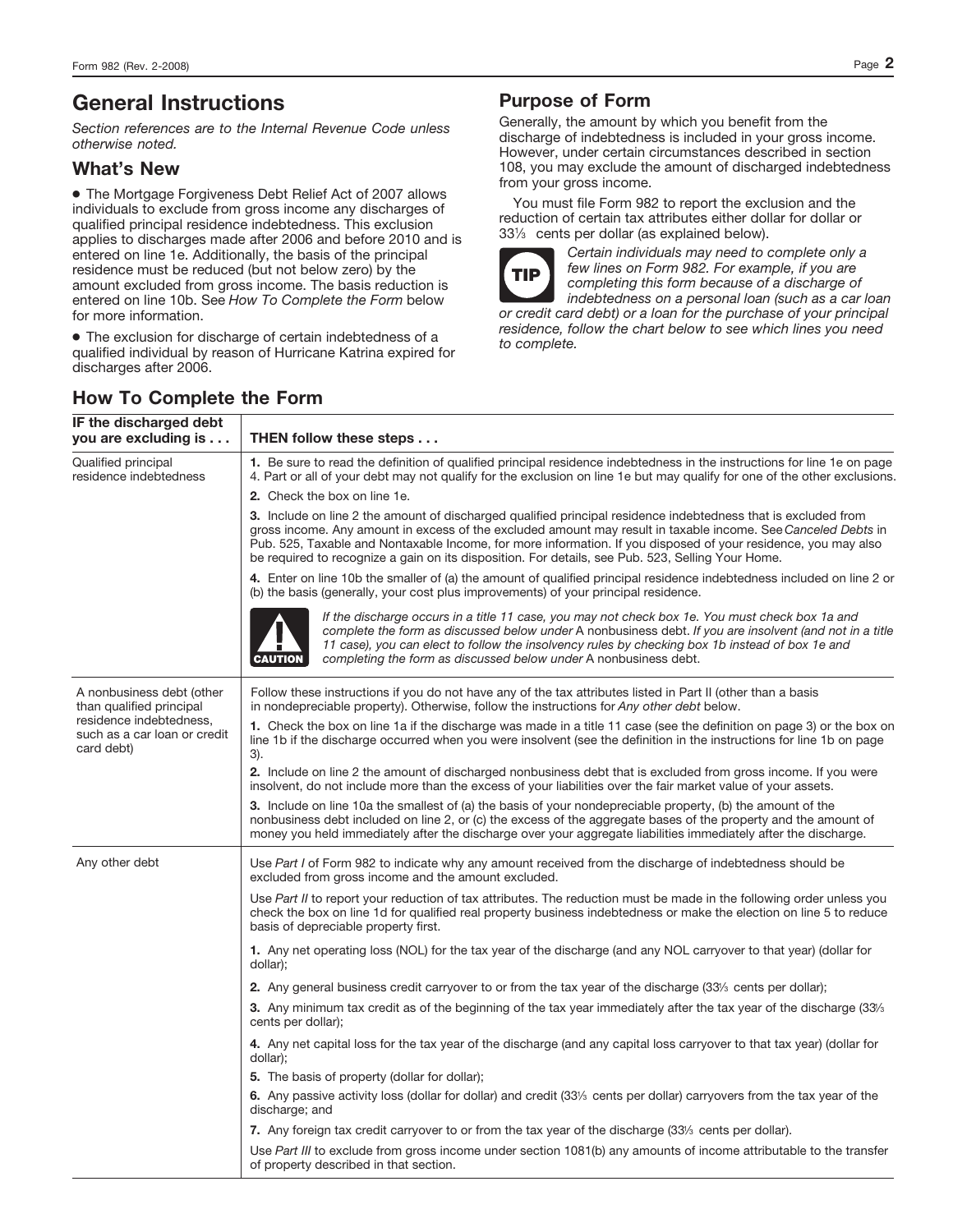## General Instructions

*Section references are to the Internal Revenue Code unless otherwise noted.*

### What's New

- The Mortgage Forgiveness Debt Relief Act of 2007 allows individuals to exclude from gross income any discharges of qualified principal residence indebtedness. This exclusion applies to discharges made after 2006 and before 2010 and is entered on line 1e. Additionally, the basis of the principal residence must be reduced (but not below zero) by the amount excluded from gross income. The basis reduction is entered on line 10b. See *How To Complete the Form* below for more information.
- The exclusion for discharge of certain indebtedness of a qualified individual by reason of Hurricane Katrina expired for discharges after 2006.

### Purpose of Form

Generally, the amount by which you benefit from the discharge of indebtedness is included in your gross income. However, under certain circumstances described in section 108, you may exclude the amount of discharged indebtedness from your gross income.

You must file Form 982 to report the exclusion and the reduction of certain tax attributes either dollar for dollar or 33⅓ cents per dollar (as explained below).

**TIP** *Certain individuals may need to complete only a few lines on Form 982. For example, if you are completing this form because of a discharge of indebtedness on a personal loan (such as a car loan or credit card debt) or a loan for the purchase of your principal residence, follow the chart below to see which lines you need to complete.*

### How To Complete the Form

| IF the discharged debt you are excluding is . . . | THEN follow these steps . . . |
|---|---|
| Qualified principal residence indebtedness | **1.** Be sure to read the definition of qualified principal residence indebtedness in the instructions for line 1e on page 4. Part or all of your debt may not qualify for the exclusion on line 1e but may qualify for one of the other exclusions. |
| | **2.** Check the box on line 1e. |
| | **3.** Include on line 2 the amount of discharged qualified principal residence indebtedness that is excluded from gross income. Any amount in excess of the excluded amount may result in taxable income. See *Canceled Debts* in Pub. 525, Taxable and Nontaxable Income, for more information. If you disposed of your residence, you may also be required to recognize a gain on its disposition. For details, see Pub. 523, Selling Your Home. |
| | **4.** Enter on line 10b the smaller of (a) the amount of qualified principal residence indebtedness included on line 2 or (b) the basis (generally, your cost plus improvements) of your principal residence. |
| | **CAUTION** *If the discharge occurs in a title 11 case, you may not check box 1e. You must check box 1a and complete the form as discussed below under* A nonbusiness debt. *If you are insolvent (and not in a title 11 case), you can elect to follow the insolvency rules by checking box 1b instead of box 1e and completing the form as discussed below under* A nonbusiness debt. |
| A nonbusiness debt (other than qualified principal residence indebtedness, such as a car loan or credit card debt) | Follow these instructions if you do not have any of the tax attributes listed in Part II (other than a basis in nondepreciable property). Otherwise, follow the instructions for *Any other debt* below. |
| | **1.** Check the box on line 1a if the discharge was made in a title 11 case (see the definition on page 3) or the box on line 1b if the discharge occurred when you were insolvent (see the definition in the instructions for line 1b on page 3). |
| | **2.** Include on line 2 the amount of discharged nonbusiness debt that is excluded from gross income. If you were insolvent, do not include more than the excess of your liabilities over the fair market value of your assets. |
| | **3.** Include on line 10a the smallest of (a) the basis of your nondepreciable property, (b) the amount of the nonbusiness debt included on line 2, or (c) the excess of the aggregate bases of the property and the amount of money you held immediately after the discharge over your aggregate liabilities immediately after the discharge. |
| Any other debt | Use *Part I* of Form 982 to indicate why any amount received from the discharge of indebtedness should be excluded from gross income and the amount excluded. |
| | Use *Part II* to report your reduction of tax attributes. The reduction must be made in the following order unless you check the box on line 1d for qualified real property business indebtedness or make the election on line 5 to reduce basis of depreciable property first. |
| | **1.** Any net operating loss (NOL) for the tax year of the discharge (and any NOL carryover to that year) (dollar for dollar); |
| | **2.** Any general business credit carryover to or from the tax year of the discharge (33⅓ cents per dollar); |
| | **3.** Any minimum tax credit as of the beginning of the tax year immediately after the tax year of the discharge (33⅓ cents per dollar); |
| | **4.** Any net capital loss for the tax year of the discharge (and any capital loss carryover to that tax year) (dollar for dollar); |
| | **5.** The basis of property (dollar for dollar); |
| | **6.** Any passive activity loss (dollar for dollar) and credit (33⅓ cents per dollar) carryovers from the tax year of the discharge; and |
| | **7.** Any foreign tax credit carryover to or from the tax year of the discharge (33⅓ cents per dollar). |
| | Use *Part III* to exclude from gross income under section 1081(b) any amounts of income attributable to the transfer of property described in that section. |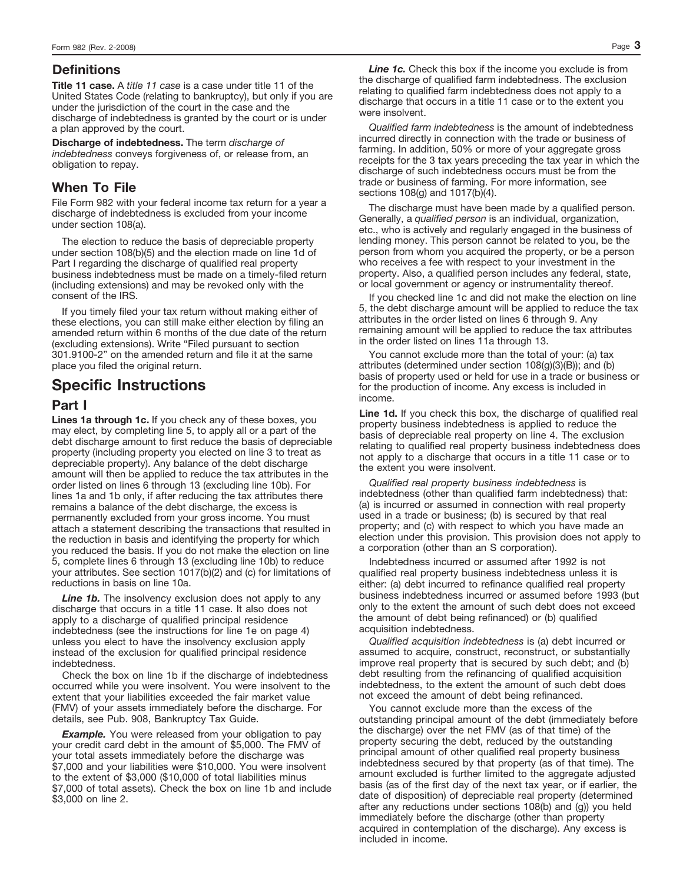## Definitions

**Title 11 case.** A *title 11 case* is a case under title 11 of the United States Code (relating to bankruptcy), but only if you are under the jurisdiction of the court in the case and the discharge of indebtedness is granted by the court or is under a plan approved by the court.

**Discharge of indebtedness.** The term *discharge of indebtedness* conveys forgiveness of, or release from, an obligation to repay.

## When To File

File Form 982 with your federal income tax return for a year a discharge of indebtedness is excluded from your income under section 108(a).

The election to reduce the basis of depreciable property under section 108(b)(5) and the election made on line 1d of Part I regarding the discharge of qualified real property business indebtedness must be made on a timely-filed return (including extensions) and may be revoked only with the consent of the IRS.

If you timely filed your tax return without making either of these elections, you can still make either election by filing an amended return within 6 months of the due date of the return (excluding extensions). Write "Filed pursuant to section 301.9100-2" on the amended return and file it at the same place you filed the original return.

# Specific Instructions

## Part I

**Lines 1a through 1c.** If you check any of these boxes, you may elect, by completing line 5, to apply all or a part of the debt discharge amount to first reduce the basis of depreciable property (including property you elected on line 3 to treat as depreciable property). Any balance of the debt discharge amount will then be applied to reduce the tax attributes in the order listed on lines 6 through 13 (excluding line 10b). For lines 1a and 1b only, if after reducing the tax attributes there remains a balance of the debt discharge, the excess is permanently excluded from your gross income. You must attach a statement describing the transactions that resulted in the reduction in basis and identifying the property for which you reduced the basis. If you do not make the election on line 5, complete lines 6 through 13 (excluding line 10b) to reduce your attributes. See section 1017(b)(2) and (c) for limitations of reductions in basis on line 10a.

***Line 1b.*** The insolvency exclusion does not apply to any discharge that occurs in a title 11 case. It also does not apply to a discharge of qualified principal residence indebtedness (see the instructions for line 1e on page 4) unless you elect to have the insolvency exclusion apply instead of the exclusion for qualified principal residence indebtedness.

Check the box on line 1b if the discharge of indebtedness occurred while you were insolvent. You were insolvent to the extent that your liabilities exceeded the fair market value (FMV) of your assets immediately before the discharge. For details, see Pub. 908, Bankruptcy Tax Guide.

***Example.*** You were released from your obligation to pay your credit card debt in the amount of $5,000. The FMV of your total assets immediately before the discharge was $7,000 and your liabilities were $10,000. You were insolvent to the extent of $3,000 ($10,000 of total liabilities minus $7,000 of total assets). Check the box on line 1b and include $3,000 on line 2.

***Line 1c.*** Check this box if the income you exclude is from the discharge of qualified farm indebtedness. The exclusion relating to qualified farm indebtedness does not apply to a discharge that occurs in a title 11 case or to the extent you were insolvent.

*Qualified farm indebtedness* is the amount of indebtedness incurred directly in connection with the trade or business of farming. In addition, 50% or more of your aggregate gross receipts for the 3 tax years preceding the tax year in which the discharge of such indebtedness occurs must be from the trade or business of farming. For more information, see sections 108(g) and 1017(b)(4).

The discharge must have been made by a qualified person. Generally, a *qualified person* is an individual, organization, etc., who is actively and regularly engaged in the business of lending money. This person cannot be related to you, be the person from whom you acquired the property, or be a person who receives a fee with respect to your investment in the property. Also, a qualified person includes any federal, state, or local government or agency or instrumentality thereof.

If you checked line 1c and did not make the election on line 5, the debt discharge amount will be applied to reduce the tax attributes in the order listed on lines 6 through 9. Any remaining amount will be applied to reduce the tax attributes in the order listed on lines 11a through 13.

You cannot exclude more than the total of your: (a) tax attributes (determined under section 108(g)(3)(B)); and (b) basis of property used or held for use in a trade or business or for the production of income. Any excess is included in income.

**Line 1d.** If you check this box, the discharge of qualified real property business indebtedness is applied to reduce the basis of depreciable real property on line 4. The exclusion relating to qualified real property business indebtedness does not apply to a discharge that occurs in a title 11 case or to the extent you were insolvent.

*Qualified real property business indebtedness* is indebtedness (other than qualified farm indebtedness) that: (a) is incurred or assumed in connection with real property used in a trade or business; (b) is secured by that real property; and (c) with respect to which you have made an election under this provision. This provision does not apply to a corporation (other than an S corporation).

Indebtedness incurred or assumed after 1992 is not qualified real property business indebtedness unless it is either: (a) debt incurred to refinance qualified real property business indebtedness incurred or assumed before 1993 (but only to the extent the amount of such debt does not exceed the amount of debt being refinanced) or (b) qualified acquisition indebtedness.

*Qualified acquisition indebtedness* is (a) debt incurred or assumed to acquire, construct, reconstruct, or substantially improve real property that is secured by such debt; and (b) debt resulting from the refinancing of qualified acquisition indebtedness, to the extent the amount of such debt does not exceed the amount of debt being refinanced.

You cannot exclude more than the excess of the outstanding principal amount of the debt (immediately before the discharge) over the net FMV (as of that time) of the property securing the debt, reduced by the outstanding principal amount of other qualified real property business indebtedness secured by that property (as of that time). The amount excluded is further limited to the aggregate adjusted basis (as of the first day of the next tax year, or if earlier, the date of disposition) of depreciable real property (determined after any reductions under sections 108(b) and (g)) you held immediately before the discharge (other than property acquired in contemplation of the discharge). Any excess is included in income.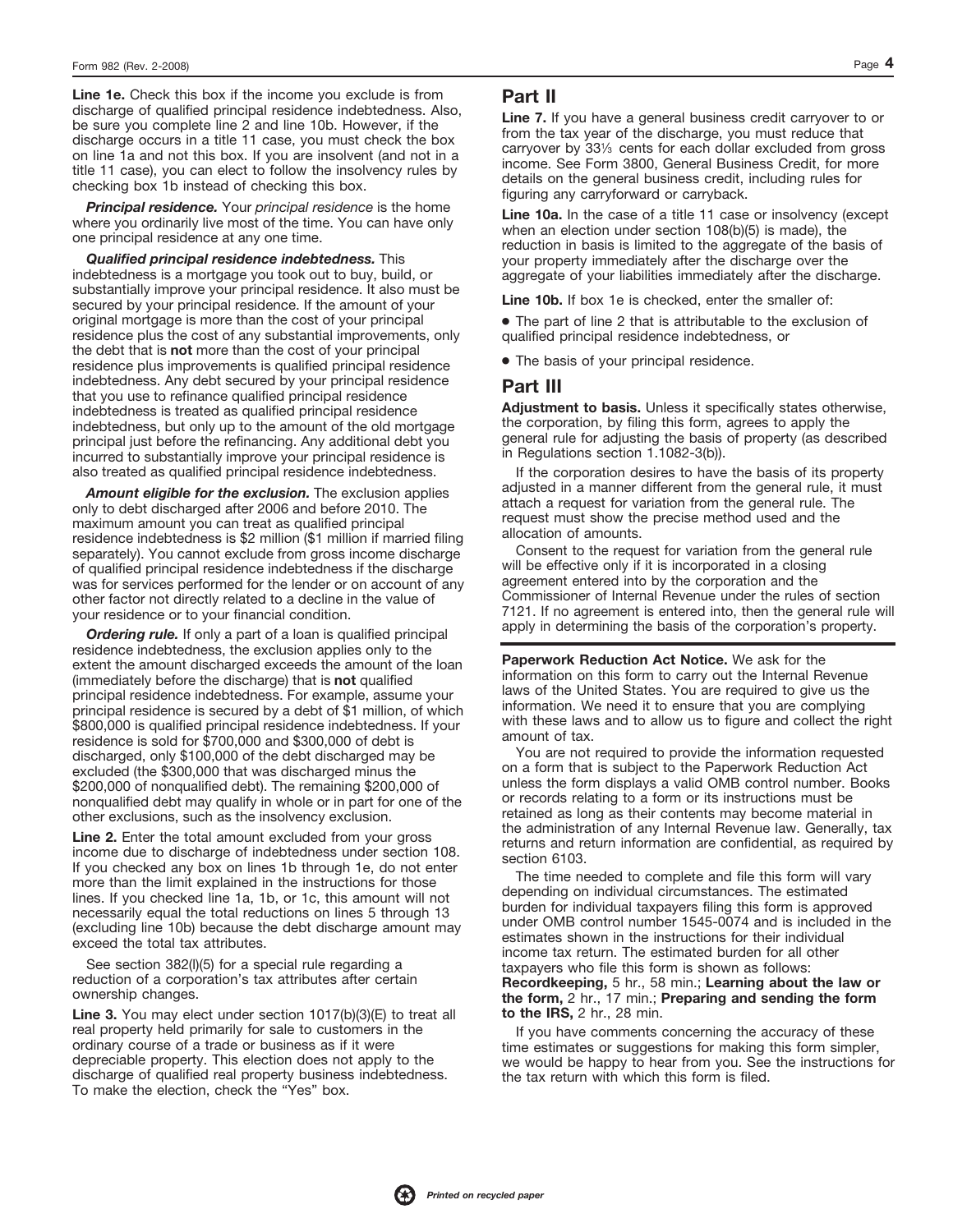**Line 1e.** Check this box if the income you exclude is from discharge of qualified principal residence indebtedness. Also, be sure you complete line 2 and line 10b. However, if the discharge occurs in a title 11 case, you must check the box on line 1a and not this box. If you are insolvent (and not in a title 11 case), you can elect to follow the insolvency rules by checking box 1b instead of checking this box.

***Principal residence.*** Your *principal residence* is the home where you ordinarily live most of the time. You can have only one principal residence at any one time.

***Qualified principal residence indebtedness.*** This indebtedness is a mortgage you took out to buy, build, or substantially improve your principal residence. It also must be secured by your principal residence. If the amount of your original mortgage is more than the cost of your principal residence plus the cost of any substantial improvements, only the debt that is **not** more than the cost of your principal residence plus improvements is qualified principal residence indebtedness. Any debt secured by your principal residence that you use to refinance qualified principal residence indebtedness is treated as qualified principal residence indebtedness, but only up to the amount of the old mortgage principal just before the refinancing. Any additional debt you incurred to substantially improve your principal residence is also treated as qualified principal residence indebtedness.

***Amount eligible for the exclusion.*** The exclusion applies only to debt discharged after 2006 and before 2010. The maximum amount you can treat as qualified principal residence indebtedness is $2 million ($1 million if married filing separately). You cannot exclude from gross income discharge of qualified principal residence indebtedness if the discharge was for services performed for the lender or on account of any other factor not directly related to a decline in the value of your residence or to your financial condition.

***Ordering rule.*** If only a part of a loan is qualified principal residence indebtedness, the exclusion applies only to the extent the amount discharged exceeds the amount of the loan (immediately before the discharge) that is **not** qualified principal residence indebtedness. For example, assume your principal residence is secured by a debt of $1 million, of which $800,000 is qualified principal residence indebtedness. If your residence is sold for $700,000 and $300,000 of debt is discharged, only $100,000 of the debt discharged may be excluded (the $300,000 that was discharged minus the $200,000 of nonqualified debt). The remaining $200,000 of nonqualified debt may qualify in whole or in part for one of the other exclusions, such as the insolvency exclusion.

**Line 2.** Enter the total amount excluded from your gross income due to discharge of indebtedness under section 108. If you checked any box on lines 1b through 1e, do not enter more than the limit explained in the instructions for those lines. If you checked line 1a, 1b, or 1c, this amount will not necessarily equal the total reductions on lines 5 through 13 (excluding line 10b) because the debt discharge amount may exceed the total tax attributes.

See section 382(l)(5) for a special rule regarding a reduction of a corporation's tax attributes after certain ownership changes.

**Line 3.** You may elect under section 1017(b)(3)(E) to treat all real property held primarily for sale to customers in the ordinary course of a trade or business as if it were depreciable property. This election does not apply to the discharge of qualified real property business indebtedness. To make the election, check the "Yes" box.

## Part II

**Line 7.** If you have a general business credit carryover to or from the tax year of the discharge, you must reduce that carryover by 33⅓ cents for each dollar excluded from gross income. See Form 3800, General Business Credit, for more details on the general business credit, including rules for figuring any carryforward or carryback.

**Line 10a.** In the case of a title 11 case or insolvency (except when an election under section 108(b)(5) is made), the reduction in basis is limited to the aggregate of the basis of your property immediately after the discharge over the aggregate of your liabilities immediately after the discharge.

**Line 10b.** If box 1e is checked, enter the smaller of:

- The part of line 2 that is attributable to the exclusion of qualified principal residence indebtedness, or
- The basis of your principal residence.

## Part III

**Adjustment to basis.** Unless it specifically states otherwise, the corporation, by filing this form, agrees to apply the general rule for adjusting the basis of property (as described in Regulations section 1.1082-3(b)).

If the corporation desires to have the basis of its property adjusted in a manner different from the general rule, it must attach a request for variation from the general rule. The request must show the precise method used and the allocation of amounts.

Consent to the request for variation from the general rule will be effective only if it is incorporated in a closing agreement entered into by the corporation and the Commissioner of Internal Revenue under the rules of section 7121. If no agreement is entered into, then the general rule will apply in determining the basis of the corporation's property.

**Paperwork Reduction Act Notice.** We ask for the information on this form to carry out the Internal Revenue laws of the United States. You are required to give us the information. We need it to ensure that you are complying with these laws and to allow us to figure and collect the right amount of tax.

You are not required to provide the information requested on a form that is subject to the Paperwork Reduction Act unless the form displays a valid OMB control number. Books or records relating to a form or its instructions must be retained as long as their contents may become material in the administration of any Internal Revenue law. Generally, tax returns and return information are confidential, as required by section 6103.

The time needed to complete and file this form will vary depending on individual circumstances. The estimated burden for individual taxpayers filing this form is approved under OMB control number 1545-0074 and is included in the estimates shown in the instructions for their individual income tax return. The estimated burden for all other taxpayers who file this form is shown as follows: **Recordkeeping,** 5 hr., 58 min.; **Learning about the law or the form,** 2 hr., 17 min.; **Preparing and sending the form to the IRS,** 2 hr., 28 min.

If you have comments concerning the accuracy of these time estimates or suggestions for making this form simpler, we would be happy to hear from you. See the instructions for the tax return with which this form is filed.

*Printed on recycled paper*